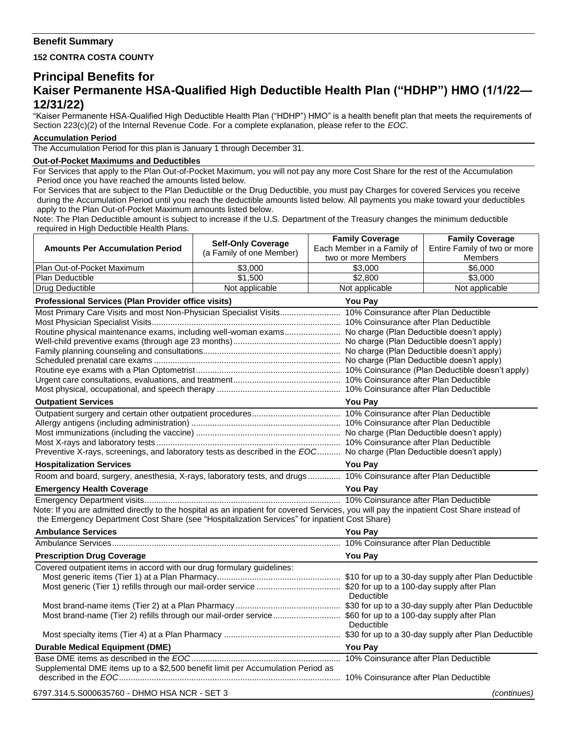**Benefit Summary**

**152 CONTRA COSTA COUNTY**

# Principal Benefits for Kaiser Permanente HSA-Qualified High Deductible Health Plan ("HDHP") HMO (1/1/22—12/31/22)

"Kaiser Permanente HSA-Qualified High Deductible Health Plan ("HDHP") HMO" is a health benefit plan that meets the requirements of Section 223(c)(2) of the Internal Revenue Code. For a complete explanation, please refer to the *EOC*.

**Accumulation Period**

The Accumulation Period for this plan is January 1 through December 31.

**Out-of-Pocket Maximums and Deductibles**

For Services that apply to the Plan Out-of-Pocket Maximum, you will not pay any more Cost Share for the rest of the Accumulation Period once you have reached the amounts listed below.

For Services that are subject to the Plan Deductible or the Drug Deductible, you must pay Charges for covered Services you receive during the Accumulation Period until you reach the deductible amounts listed below. All payments you make toward your deductibles apply to the Plan Out-of-Pocket Maximum amounts listed below.

Note: The Plan Deductible amount is subject to increase if the U.S. Department of the Treasury changes the minimum deductible required in High Deductible Health Plans.

| Amounts Per Accumulation Period | Self-Only Coverage (a Family of one Member) | Family Coverage Each Member in a Family of two or more Members | Family Coverage Entire Family of two or more Members |
|---|---|---|---|
| Plan Out-of-Pocket Maximum | $3,000 | $3,000 | $6,000 |
| Plan Deductible | $1,500 | $2,800 | $3,000 |
| Drug Deductible | Not applicable | Not applicable | Not applicable |

| Professional Services (Plan Provider office visits) | You Pay |
|---|---|
| Most Primary Care Visits and most Non-Physician Specialist Visits | 10% Coinsurance after Plan Deductible |
| Most Physician Specialist Visits | 10% Coinsurance after Plan Deductible |
| Routine physical maintenance exams, including well-woman exams | No charge (Plan Deductible doesn't apply) |
| Well-child preventive exams (through age 23 months) | No charge (Plan Deductible doesn't apply) |
| Family planning counseling and consultations | No charge (Plan Deductible doesn't apply) |
| Scheduled prenatal care exams | No charge (Plan Deductible doesn't apply) |
| Routine eye exams with a Plan Optometrist | 10% Coinsurance (Plan Deductible doesn't apply) |
| Urgent care consultations, evaluations, and treatment | 10% Coinsurance after Plan Deductible |
| Most physical, occupational, and speech therapy | 10% Coinsurance after Plan Deductible |

| Outpatient Services | You Pay |
|---|---|
| Outpatient surgery and certain other outpatient procedures | 10% Coinsurance after Plan Deductible |
| Allergy antigens (including administration) | 10% Coinsurance after Plan Deductible |
| Most immunizations (including the vaccine) | No charge (Plan Deductible doesn't apply) |
| Most X-rays and laboratory tests | 10% Coinsurance after Plan Deductible |
| Preventive X-rays, screenings, and laboratory tests as described in the *EOC* | No charge (Plan Deductible doesn't apply) |

| Hospitalization Services | You Pay |
|---|---|
| Room and board, surgery, anesthesia, X-rays, laboratory tests, and drugs | 10% Coinsurance after Plan Deductible |

| Emergency Health Coverage | You Pay |
|---|---|
| Emergency Department visits | 10% Coinsurance after Plan Deductible |

Note: If you are admitted directly to the hospital as an inpatient for covered Services, you will pay the inpatient Cost Share instead of the Emergency Department Cost Share (see "Hospitalization Services" for inpatient Cost Share)

| Ambulance Services | You Pay |
|---|---|
| Ambulance Services | 10% Coinsurance after Plan Deductible |

| Prescription Drug Coverage | You Pay |
|---|---|
| Covered outpatient items in accord with our drug formulary guidelines: | |
| Most generic items (Tier 1) at a Plan Pharmacy | $10 for up to a 30-day supply after Plan Deductible |
| Most generic (Tier 1) refills through our mail-order service | $20 for up to a 100-day supply after Plan Deductible |
| Most brand-name items (Tier 2) at a Plan Pharmacy | $30 for up to a 30-day supply after Plan Deductible |
| Most brand-name (Tier 2) refills through our mail-order service | $60 for up to a 100-day supply after Plan Deductible |
| Most specialty items (Tier 4) at a Plan Pharmacy | $30 for up to a 30-day supply after Plan Deductible |

| Durable Medical Equipment (DME) | You Pay |
|---|---|
| Base DME items as described in the *EOC* | 10% Coinsurance after Plan Deductible |
| Supplemental DME items up to a $2,500 benefit limit per Accumulation Period as described in the *EOC* | 10% Coinsurance after Plan Deductible |

6797.314.5.S000635760 - DHMO HSA NCR - SET 3 *(continues)*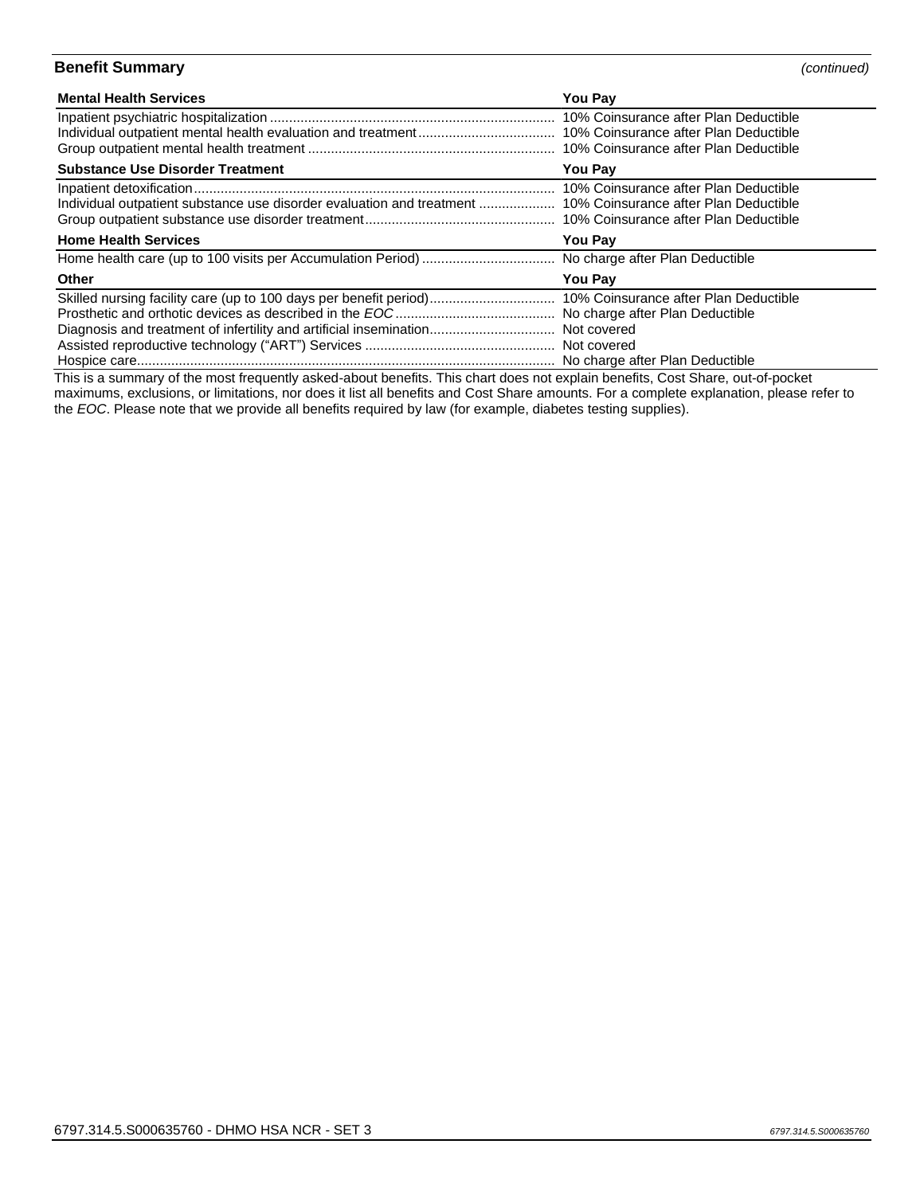## Benefit Summary *(continued)*

| Mental Health Services | You Pay |
|---|---|
| Inpatient psychiatric hospitalization | 10% Coinsurance after Plan Deductible |
| Individual outpatient mental health evaluation and treatment | 10% Coinsurance after Plan Deductible |
| Group outpatient mental health treatment | 10% Coinsurance after Plan Deductible |

| Substance Use Disorder Treatment | You Pay |
|---|---|
| Inpatient detoxification | 10% Coinsurance after Plan Deductible |
| Individual outpatient substance use disorder evaluation and treatment | 10% Coinsurance after Plan Deductible |
| Group outpatient substance use disorder treatment | 10% Coinsurance after Plan Deductible |

| Home Health Services | You Pay |
|---|---|
| Home health care (up to 100 visits per Accumulation Period) | No charge after Plan Deductible |

| Other | You Pay |
|---|---|
| Skilled nursing facility care (up to 100 days per benefit period) | 10% Coinsurance after Plan Deductible |
| Prosthetic and orthotic devices as described in the *EOC* | No charge after Plan Deductible |
| Diagnosis and treatment of infertility and artificial insemination | Not covered |
| Assisted reproductive technology ("ART") Services | Not covered |
| Hospice care | No charge after Plan Deductible |

This is a summary of the most frequently asked-about benefits. This chart does not explain benefits, Cost Share, out-of-pocket maximums, exclusions, or limitations, nor does it list all benefits and Cost Share amounts. For a complete explanation, please refer to the *EOC*. Please note that we provide all benefits required by law (for example, diabetes testing supplies).